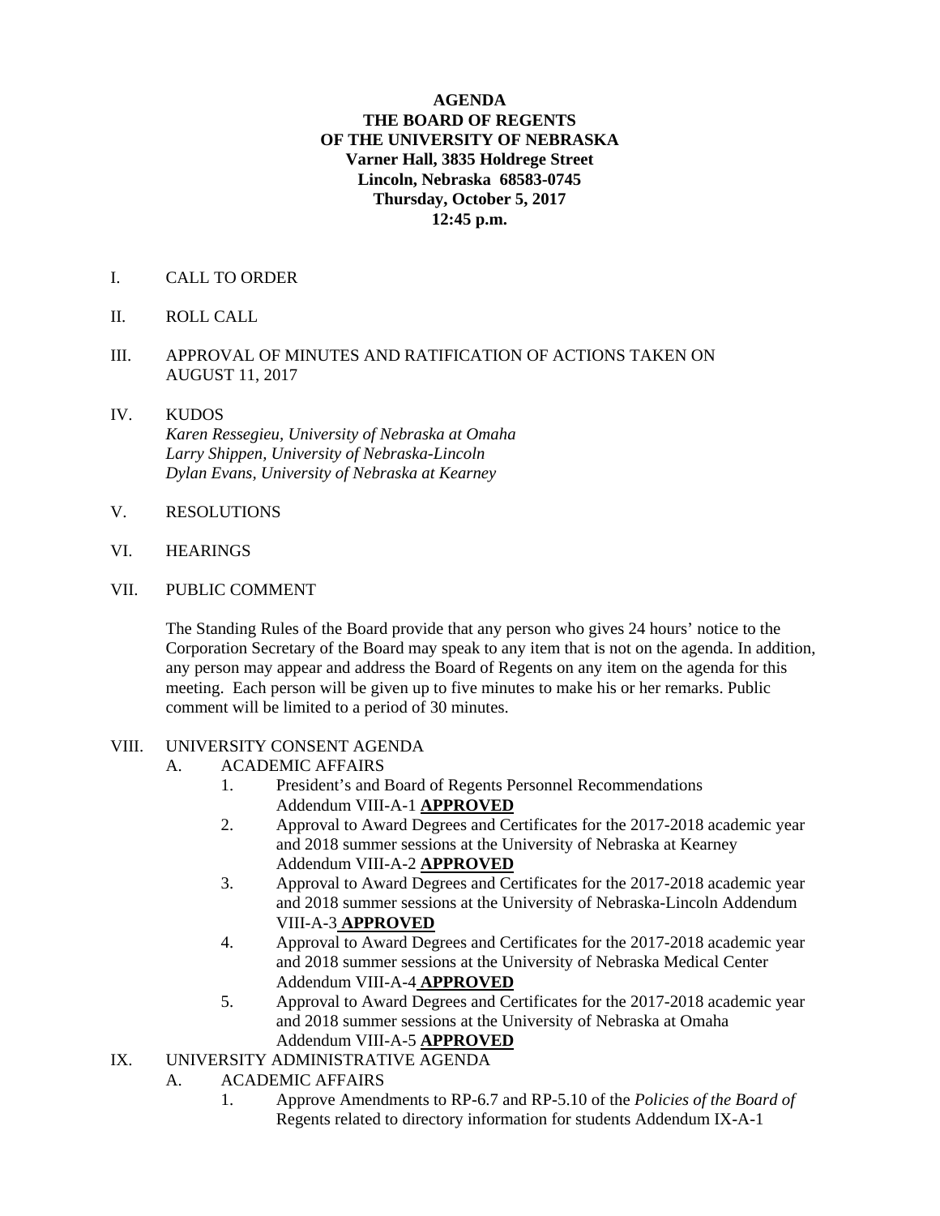**AGENDA**
**THE BOARD OF REGENTS**
**OF THE UNIVERSITY OF NEBRASKA**
**Varner Hall, 3835 Holdrege Street**
**Lincoln, Nebraska 68583-0745**
**Thursday, October 5, 2017**
**12:45 p.m.**

I. CALL TO ORDER

II. ROLL CALL

III. APPROVAL OF MINUTES AND RATIFICATION OF ACTIONS TAKEN ON AUGUST 11, 2017

IV. KUDOS
*Karen Ressegieu, University of Nebraska at Omaha*
*Larry Shippen, University of Nebraska-Lincoln*
*Dylan Evans, University of Nebraska at Kearney*

V. RESOLUTIONS

VI. HEARINGS

VII. PUBLIC COMMENT

The Standing Rules of the Board provide that any person who gives 24 hours' notice to the Corporation Secretary of the Board may speak to any item that is not on the agenda. In addition, any person may appear and address the Board of Regents on any item on the agenda for this meeting. Each person will be given up to five minutes to make his or her remarks. Public comment will be limited to a period of 30 minutes.

VIII. UNIVERSITY CONSENT AGENDA

A. ACADEMIC AFFAIRS

1. President's and Board of Regents Personnel Recommendations Addendum VIII-A-1 **APPROVED**
2. Approval to Award Degrees and Certificates for the 2017-2018 academic year and 2018 summer sessions at the University of Nebraska at Kearney Addendum VIII-A-2 **APPROVED**
3. Approval to Award Degrees and Certificates for the 2017-2018 academic year and 2018 summer sessions at the University of Nebraska-Lincoln Addendum VIII-A-3 **APPROVED**
4. Approval to Award Degrees and Certificates for the 2017-2018 academic year and 2018 summer sessions at the University of Nebraska Medical Center Addendum VIII-A-4 **APPROVED**
5. Approval to Award Degrees and Certificates for the 2017-2018 academic year and 2018 summer sessions at the University of Nebraska at Omaha Addendum VIII-A-5 **APPROVED**

IX. UNIVERSITY ADMINISTRATIVE AGENDA

A. ACADEMIC AFFAIRS

1. Approve Amendments to RP-6.7 and RP-5.10 of the *Policies of the Board of* Regents related to directory information for students Addendum IX-A-1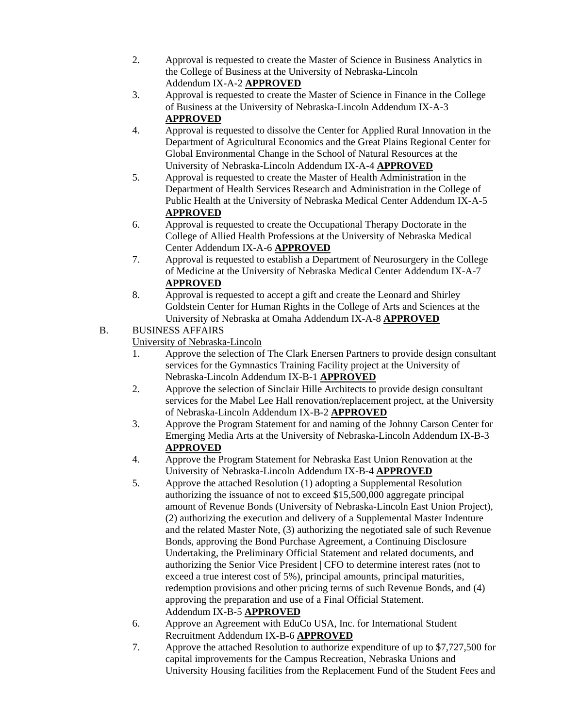2. Approval is requested to create the Master of Science in Business Analytics in the College of Business at the University of Nebraska-Lincoln Addendum IX-A-2 **APPROVED**
3. Approval is requested to create the Master of Science in Finance in the College of Business at the University of Nebraska-Lincoln Addendum IX-A-3 **APPROVED**
4. Approval is requested to dissolve the Center for Applied Rural Innovation in the Department of Agricultural Economics and the Great Plains Regional Center for Global Environmental Change in the School of Natural Resources at the University of Nebraska-Lincoln Addendum IX-A-4 **APPROVED**
5. Approval is requested to create the Master of Health Administration in the Department of Health Services Research and Administration in the College of Public Health at the University of Nebraska Medical Center Addendum IX-A-5 **APPROVED**
6. Approval is requested to create the Occupational Therapy Doctorate in the College of Allied Health Professions at the University of Nebraska Medical Center Addendum IX-A-6 **APPROVED**
7. Approval is requested to establish a Department of Neurosurgery in the College of Medicine at the University of Nebraska Medical Center Addendum IX-A-7 **APPROVED**
8. Approval is requested to accept a gift and create the Leonard and Shirley Goldstein Center for Human Rights in the College of Arts and Sciences at the University of Nebraska at Omaha Addendum IX-A-8 **APPROVED**

B. BUSINESS AFFAIRS

University of Nebraska-Lincoln

1. Approve the selection of The Clark Enersen Partners to provide design consultant services for the Gymnastics Training Facility project at the University of Nebraska-Lincoln Addendum IX-B-1 **APPROVED**
2. Approve the selection of Sinclair Hille Architects to provide design consultant services for the Mabel Lee Hall renovation/replacement project, at the University of Nebraska-Lincoln Addendum IX-B-2 **APPROVED**
3. Approve the Program Statement for and naming of the Johnny Carson Center for Emerging Media Arts at the University of Nebraska-Lincoln Addendum IX-B-3 **APPROVED**
4. Approve the Program Statement for Nebraska East Union Renovation at the University of Nebraska-Lincoln Addendum IX-B-4 **APPROVED**
5. Approve the attached Resolution (1) adopting a Supplemental Resolution authorizing the issuance of not to exceed $15,500,000 aggregate principal amount of Revenue Bonds (University of Nebraska-Lincoln East Union Project), (2) authorizing the execution and delivery of a Supplemental Master Indenture and the related Master Note, (3) authorizing the negotiated sale of such Revenue Bonds, approving the Bond Purchase Agreement, a Continuing Disclosure Undertaking, the Preliminary Official Statement and related documents, and authorizing the Senior Vice President | CFO to determine interest rates (not to exceed a true interest cost of 5%), principal amounts, principal maturities, redemption provisions and other pricing terms of such Revenue Bonds, and (4) approving the preparation and use of a Final Official Statement. Addendum IX-B-5 **APPROVED**
6. Approve an Agreement with EduCo USA, Inc. for International Student Recruitment Addendum IX-B-6 **APPROVED**
7. Approve the attached Resolution to authorize expenditure of up to $7,727,500 for capital improvements for the Campus Recreation, Nebraska Unions and University Housing facilities from the Replacement Fund of the Student Fees and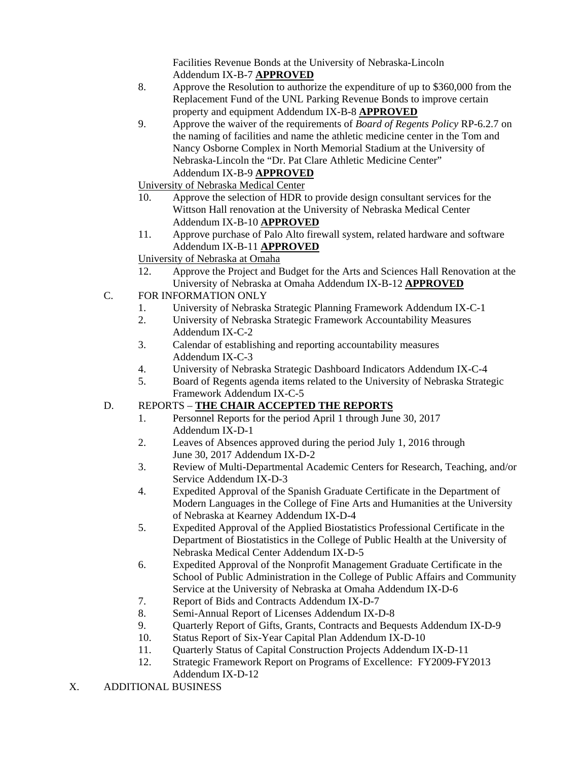Facilities Revenue Bonds at the University of Nebraska-Lincoln Addendum IX-B-7 **APPROVED**

8. Approve the Resolution to authorize the expenditure of up to $360,000 from the Replacement Fund of the UNL Parking Revenue Bonds to improve certain property and equipment Addendum IX-B-8 **APPROVED**
9. Approve the waiver of the requirements of *Board of Regents Policy* RP-6.2.7 on the naming of facilities and name the athletic medicine center in the Tom and Nancy Osborne Complex in North Memorial Stadium at the University of Nebraska-Lincoln the "Dr. Pat Clare Athletic Medicine Center" Addendum IX-B-9 **APPROVED**

University of Nebraska Medical Center

10. Approve the selection of HDR to provide design consultant services for the Wittson Hall renovation at the University of Nebraska Medical Center Addendum IX-B-10 **APPROVED**
11. Approve purchase of Palo Alto firewall system, related hardware and software Addendum IX-B-11 **APPROVED**

University of Nebraska at Omaha

12. Approve the Project and Budget for the Arts and Sciences Hall Renovation at the University of Nebraska at Omaha Addendum IX-B-12 **APPROVED**

C. FOR INFORMATION ONLY

1. University of Nebraska Strategic Planning Framework Addendum IX-C-1
2. University of Nebraska Strategic Framework Accountability Measures Addendum IX-C-2
3. Calendar of establishing and reporting accountability measures Addendum IX-C-3
4. University of Nebraska Strategic Dashboard Indicators Addendum IX-C-4
5. Board of Regents agenda items related to the University of Nebraska Strategic Framework Addendum IX-C-5

D. REPORTS – **THE CHAIR ACCEPTED THE REPORTS**

1. Personnel Reports for the period April 1 through June 30, 2017 Addendum IX-D-1
2. Leaves of Absences approved during the period July 1, 2016 through June 30, 2017 Addendum IX-D-2
3. Review of Multi-Departmental Academic Centers for Research, Teaching, and/or Service Addendum IX-D-3
4. Expedited Approval of the Spanish Graduate Certificate in the Department of Modern Languages in the College of Fine Arts and Humanities at the University of Nebraska at Kearney Addendum IX-D-4
5. Expedited Approval of the Applied Biostatistics Professional Certificate in the Department of Biostatistics in the College of Public Health at the University of Nebraska Medical Center Addendum IX-D-5
6. Expedited Approval of the Nonprofit Management Graduate Certificate in the School of Public Administration in the College of Public Affairs and Community Service at the University of Nebraska at Omaha Addendum IX-D-6
7. Report of Bids and Contracts Addendum IX-D-7
8. Semi-Annual Report of Licenses Addendum IX-D-8
9. Quarterly Report of Gifts, Grants, Contracts and Bequests Addendum IX-D-9
10. Status Report of Six-Year Capital Plan Addendum IX-D-10
11. Quarterly Status of Capital Construction Projects Addendum IX-D-11
12. Strategic Framework Report on Programs of Excellence: FY2009-FY2013 Addendum IX-D-12

X. ADDITIONAL BUSINESS